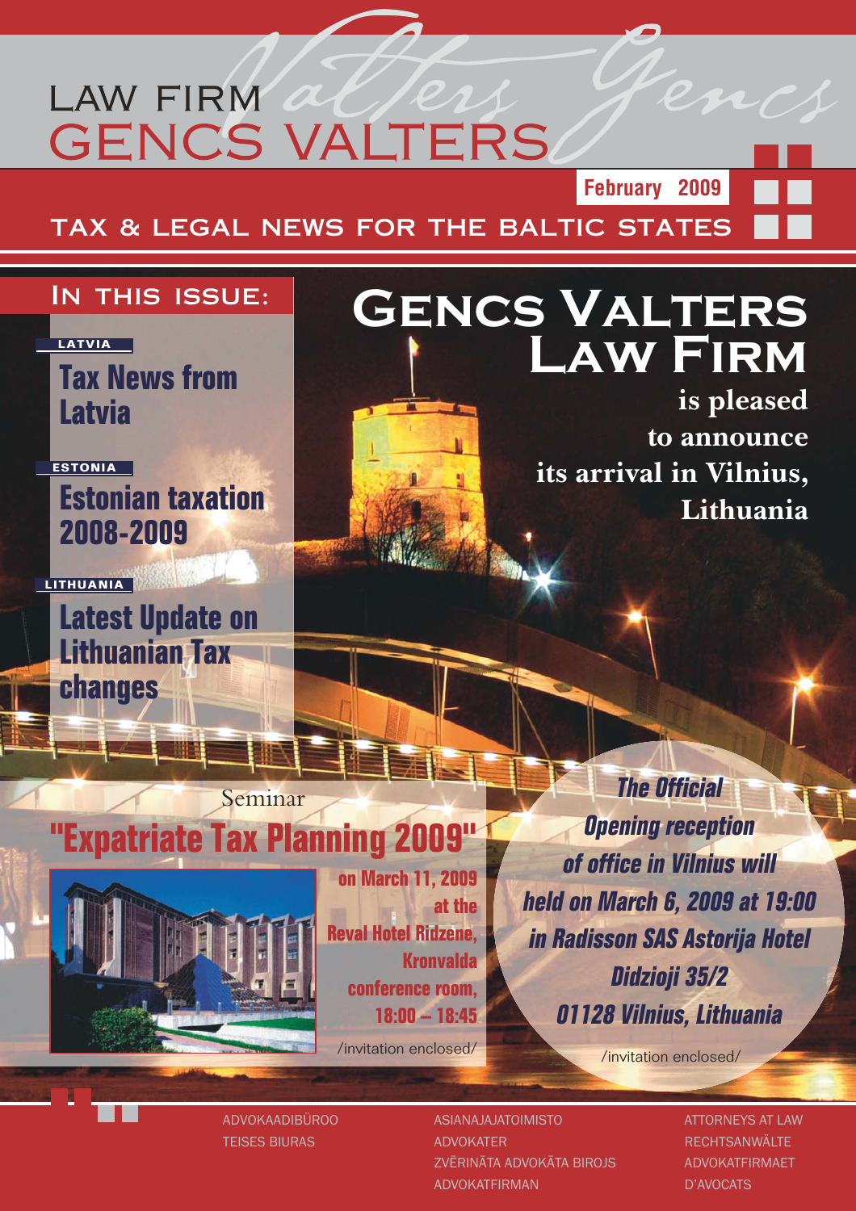# LAW FIRM GENCS VALTERS

February 2009

## TAX & LEGAL NEWS FOR THE BALTIC STATES

### IN THIS ISSUE:

LATVIA

**Tax News from Latvia**

ESTONIA

**Estonian taxation 2008-2009**

LITHUANIA

**Latest Update on Lithuanian Tax changes**

## GENCS VALTERS LAW FIRM

**is pleased to announce its arrival in Vilnius, Lithuania**

Seminar

## "Expatriate Tax Planning 2009"

**on March 11, 2009 at the Reval Hotel Ridzene, Kronvalda conference room, 18:00 – 18:45**

/invitation enclosed/

***The Official Opening reception of office in Vilnius will held on March 6, 2009 at 19:00 in Radisson SAS Astorija Hotel Didzioji 35/2 01128 Vilnius, Lithuania***

/invitation enclosed/

ADVOKAADIBÜROO
TEISES BIURAS

ASIANAJAJATOIMISTO
ADVOKATER
ZVĒRINĀTA ADVOKĀTA BIROJS
ADVOKATFIRMAN

ATTORNEYS AT LAW
RECHTSANWÄLTE
ADVOKATFIRMAET
D'AVOCATS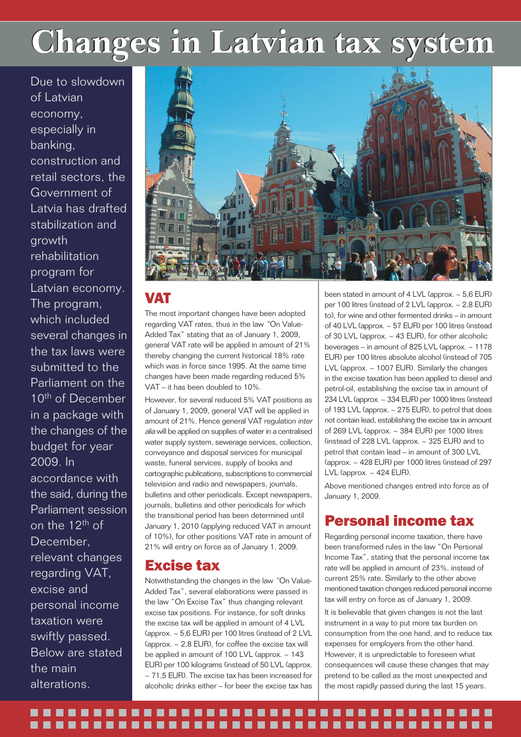# Changes in Latvian tax system

Due to slowdown of Latvian economy, especially in banking, construction and retail sectors, the Government of Latvia has drafted stabilization and growth rehabilitation program for Latvian economy. The program, which included several changes in the tax laws were submitted to the Parliament on the 10th of December in a package with the changes of the budget for year 2009. In accordance with the said, during the Parliament session on the 12th of December, relevant changes regarding VAT, excise and personal income taxation were swiftly passed. Below are stated the main alterations.

## VAT

The most important changes have been adopted regarding VAT rates, thus in the law "On Value-Added Tax" stating that as of January 1, 2009, general VAT rate will be applied in amount of 21% thereby changing the current historical 18% rate which was in force since 1995. At the same time changes have been made regarding reduced 5% VAT – it has been doubled to 10%.

However, for several reduced 5% VAT positions as of January 1, 2009, general VAT will be applied in amount of 21%. Hence general VAT regulation *inter alia* will be applied on supplies of water in a centralised water supply system, sewerage services, collection, conveyance and disposal services for municipal waste, funeral services, supply of books and cartographic publications, subscriptions to commercial television and radio and newspapers, journals, bulletins and other periodicals. Except newspapers, journals, bulletins and other periodicals for which the transitional period has been determined until January 1, 2010 (applying reduced VAT in amount of 10%), for other positions VAT rate in amount of 21% will entry on force as of January 1, 2009.

## Excise tax

Notwithstanding the changes in the law "On Value-Added Tax", several elaborations were passed in the law "On Excise Tax" thus changing relevant excise tax positions. For instance, for soft drinks the excise tax will be applied in amount of 4 LVL (approx. ~ 5,6 EUR) per 100 litres (instead of 2 LVL (approx. ~ 2,8 EUR), for coffee the excise tax will be applied in amount of 100 LVL (approx. ~ 143 EUR) per 100 kilograms (instead of 50 LVL (approx. ~ 71,5 EUR). The excise tax has been increased for alcoholic drinks either – for beer the excise tax has been stated in amount of 4 LVL (approx. ~ 5,6 EUR) per 100 litres (instead of 2 LVL (approx. ~ 2,8 EUR) to), for wine and other fermented drinks – in amount of 40 LVL (approx. ~ 57 EUR) per 100 litres (instead of 30 LVL (approx. ~ 43 EUR), for other alcoholic beverages – in amount of 825 LVL (approx. ~ 1178 EUR) per 100 litres absolute alcohol (instead of 705 LVL (approx. ~ 1007 EUR). Similarly the changes in the excise taxation has been applied to diesel and petrol-oil, establishing the excise tax in amount of 234 LVL (approx. ~ 334 EUR) per 1000 litres (instead of 193 LVL (approx. ~ 275 EUR), to petrol that does not contain lead, establishing the excise tax in amount of 269 LVL (approx. ~ 384 EUR) per 1000 litres (instead of 228 LVL (approx. ~ 325 EUR) and to petrol that contain lead – in amount of 300 LVL (approx. ~ 428 EUR) per 1000 litres (instead of 297 LVL (approx. ~ 424 EUR).

Above mentioned changes entred into force as of January 1, 2009.

## Personal income tax

Regarding personal income taxation, there have been transformed rules in the law "On Personal Income Tax", stating that the personal income tax rate will be applied in amount of 23%, instead of current 25% rate. Similarly to the other above mentioned taxation changes reduced personal income tax will entry on force as of January 1, 2009.

It is believable that given changes is not the last instrument in a way to put more tax burden on consumption from the one hand, and to reduce tax expenses for employers from the other hand. However, it is unpredictable to foreseen what consequences will cause these changes that may pretend to be called as the most unexpected and the most rapidly passed during the last 15 years.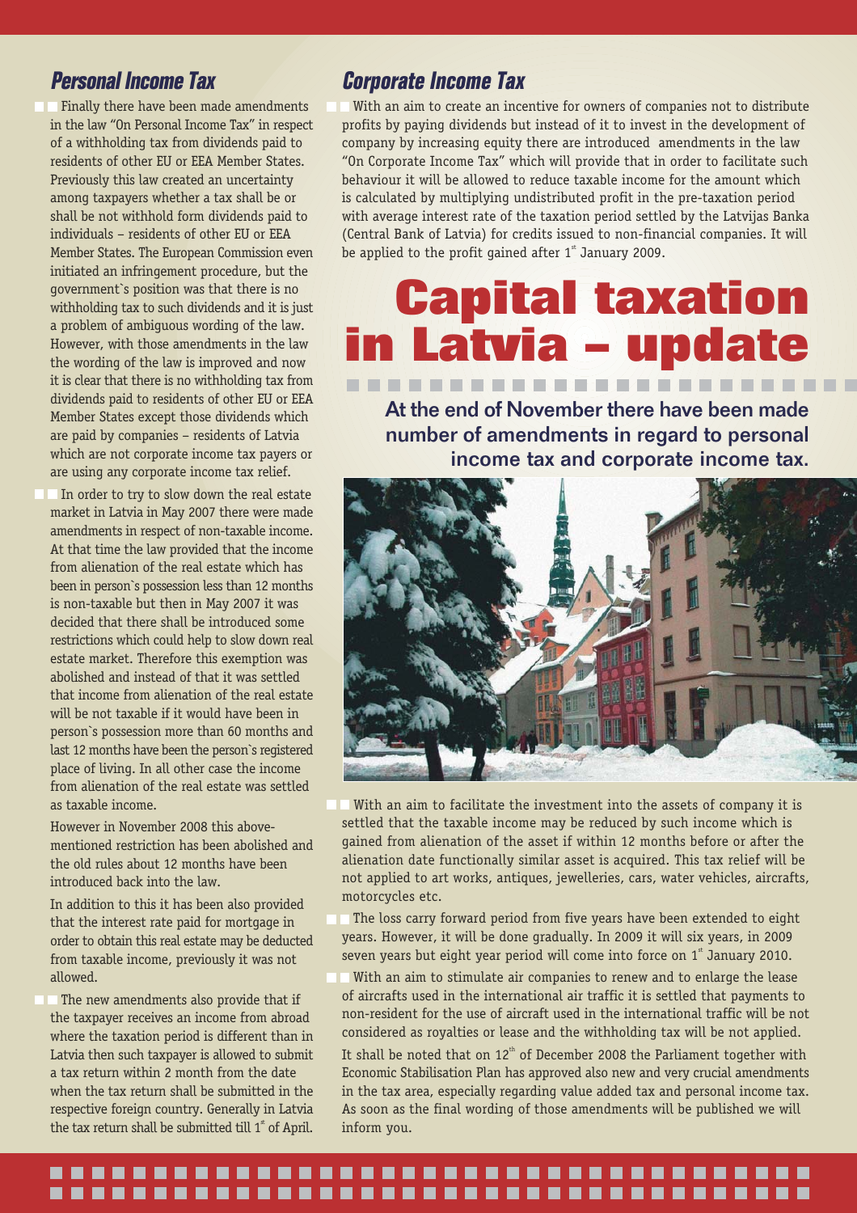# Capital taxation in Latvia – update

**At the end of November there have been made number of amendments in regard to personal income tax and corporate income tax.**

## Personal Income Tax

Finally there have been made amendments in the law "On Personal Income Tax" in respect of a withholding tax from dividends paid to residents of other EU or EEA Member States. Previously this law created an uncertainty among taxpayers whether a tax shall be or shall be not withhold form dividends paid to individuals – residents of other EU or EEA Member States. The European Commission even initiated an infringement procedure, but the government`s position was that there is no withholding tax to such dividends and it is just a problem of ambiguous wording of the law. However, with those amendments in the law the wording of the law is improved and now it is clear that there is no withholding tax from dividends paid to residents of other EU or EEA Member States except those dividends which are paid by companies – residents of Latvia which are not corporate income tax payers or are using any corporate income tax relief.

In order to try to slow down the real estate market in Latvia in May 2007 there were made amendments in respect of non-taxable income. At that time the law provided that the income from alienation of the real estate which has been in person`s possession less than 12 months is non-taxable but then in May 2007 it was decided that there shall be introduced some restrictions which could help to slow down real estate market. Therefore this exemption was abolished and instead of that it was settled that income from alienation of the real estate will be not taxable if it would have been in person`s possession more than 60 months and last 12 months have been the person`s registered place of living. In all other case the income from alienation of the real estate was settled as taxable income.

However in November 2008 this above-mentioned restriction has been abolished and the old rules about 12 months have been introduced back into the law.

In addition to this it has been also provided that the interest rate paid for mortgage in order to obtain this real estate may be deducted from taxable income, previously it was not allowed.

The new amendments also provide that if the taxpayer receives an income from abroad where the taxation period is different than in Latvia then such taxpayer is allowed to submit a tax return within 2 month from the date when the tax return shall be submitted in the respective foreign country. Generally in Latvia the tax return shall be submitted till 1st of April.

## Corporate Income Tax

With an aim to create an incentive for owners of companies not to distribute profits by paying dividends but instead of it to invest in the development of company by increasing equity there are introduced amendments in the law "On Corporate Income Tax" which will provide that in order to facilitate such behaviour it will be allowed to reduce taxable income for the amount which is calculated by multiplying undistributed profit in the pre-taxation period with average interest rate of the taxation period settled by the Latvijas Banka (Central Bank of Latvia) for credits issued to non-financial companies. It will be applied to the profit gained after 1st January 2009.

With an aim to facilitate the investment into the assets of company it is settled that the taxable income may be reduced by such income which is gained from alienation of the asset if within 12 months before or after the alienation date functionally similar asset is acquired. This tax relief will be not applied to art works, antiques, jewelleries, cars, water vehicles, aircrafts, motorcycles etc.

The loss carry forward period from five years have been extended to eight years. However, it will be done gradually. In 2009 it will six years, in 2009 seven years but eight year period will come into force on 1st January 2010.

With an aim to stimulate air companies to renew and to enlarge the lease of aircrafts used in the international air traffic it is settled that payments to non-resident for the use of aircraft used in the international traffic will be not considered as royalties or lease and the withholding tax will be not applied.

It shall be noted that on 12th of December 2008 the Parliament together with Economic Stabilisation Plan has approved also new and very crucial amendments in the tax area, especially regarding value added tax and personal income tax. As soon as the final wording of those amendments will be published we will inform you.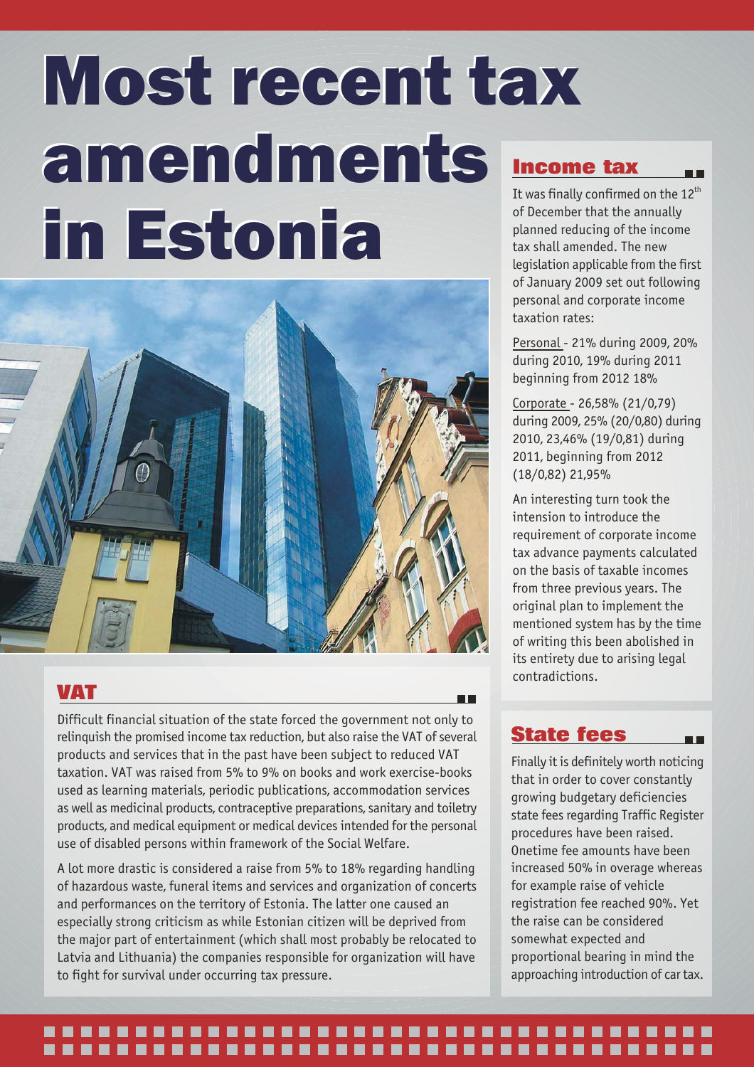# Most recent tax amendments in Estonia

## Income tax

It was finally confirmed on the 12th of December that the annually planned reducing of the income tax shall amended. The new legislation applicable from the first of January 2009 set out following personal and corporate income taxation rates:

Personal - 21% during 2009, 20% during 2010, 19% during 2011 beginning from 2012 18%

Corporate - 26,58% (21/0,79) during 2009, 25% (20/0,80) during 2010, 23,46% (19/0,81) during 2011, beginning from 2012 (18/0,82) 21,95%

An interesting turn took the intension to introduce the requirement of corporate income tax advance payments calculated on the basis of taxable incomes from three previous years. The original plan to implement the mentioned system has by the time of writing this been abolished in its entirety due to arising legal contradictions.

## VAT

Difficult financial situation of the state forced the government not only to relinquish the promised income tax reduction, but also raise the VAT of several products and services that in the past have been subject to reduced VAT taxation. VAT was raised from 5% to 9% on books and work exercise-books used as learning materials, periodic publications, accommodation services as well as medicinal products, contraceptive preparations, sanitary and toiletry products, and medical equipment or medical devices intended for the personal use of disabled persons within framework of the Social Welfare.

A lot more drastic is considered a raise from 5% to 18% regarding handling of hazardous waste, funeral items and services and organization of concerts and performances on the territory of Estonia. The latter one caused an especially strong criticism as while Estonian citizen will be deprived from the major part of entertainment (which shall most probably be relocated to Latvia and Lithuania) the companies responsible for organization will have to fight for survival under occurring tax pressure.

## State fees

Finally it is definitely worth noticing that in order to cover constantly growing budgetary deficiencies state fees regarding Traffic Register procedures have been raised. Onetime fee amounts have been increased 50% in overage whereas for example raise of vehicle registration fee reached 90%. Yet the raise can be considered somewhat expected and proportional bearing in mind the approaching introduction of car tax.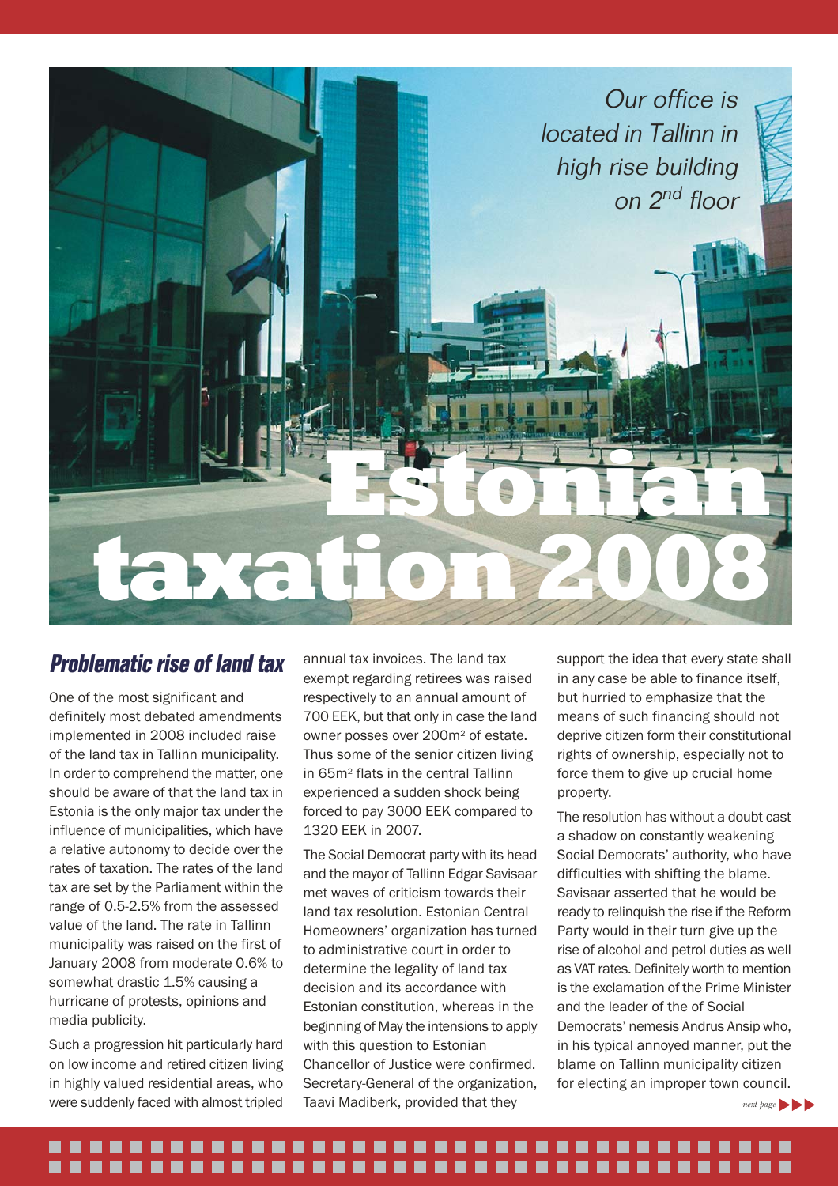*Our office is located in Tallinn in high rise building on 2nd floor*

# Estonian taxation 2008

## Problematic rise of land tax

One of the most significant and definitely most debated amendments implemented in 2008 included raise of the land tax in Tallinn municipality. In order to comprehend the matter, one should be aware of that the land tax in Estonia is the only major tax under the influence of municipalities, which have a relative autonomy to decide over the rates of taxation. The rates of the land tax are set by the Parliament within the range of 0.5-2.5% from the assessed value of the land. The rate in Tallinn municipality was raised on the first of January 2008 from moderate 0.6% to somewhat drastic 1.5% causing a hurricane of protests, opinions and media publicity.

Such a progression hit particularly hard on low income and retired citizen living in highly valued residential areas, who were suddenly faced with almost tripled annual tax invoices. The land tax exempt regarding retirees was raised respectively to an annual amount of 700 EEK, but that only in case the land owner posses over 200m$^2$ of estate. Thus some of the senior citizen living in 65m$^2$ flats in the central Tallinn experienced a sudden shock being forced to pay 3000 EEK compared to 1320 EEK in 2007.

The Social Democrat party with its head and the mayor of Tallinn Edgar Savisaar met waves of criticism towards their land tax resolution. Estonian Central Homeowners' organization has turned to administrative court in order to determine the legality of land tax decision and its accordance with Estonian constitution, whereas in the beginning of May the intensions to apply with this question to Estonian Chancellor of Justice were confirmed. Secretary-General of the organization, Taavi Madiberk, provided that they support the idea that every state shall in any case be able to finance itself, but hurried to emphasize that the means of such financing should not deprive citizen form their constitutional rights of ownership, especially not to force them to give up crucial home property.

The resolution has without a doubt cast a shadow on constantly weakening Social Democrats' authority, who have difficulties with shifting the blame. Savisaar asserted that he would be ready to relinquish the rise if the Reform Party would in their turn give up the rise of alcohol and petrol duties as well as VAT rates. Definitely worth to mention is the exclamation of the Prime Minister and the leader of the of Social Democrats' nemesis Andrus Ansip who, in his typical annoyed manner, put the blame on Tallinn municipality citizen for electing an improper town council.

*next page*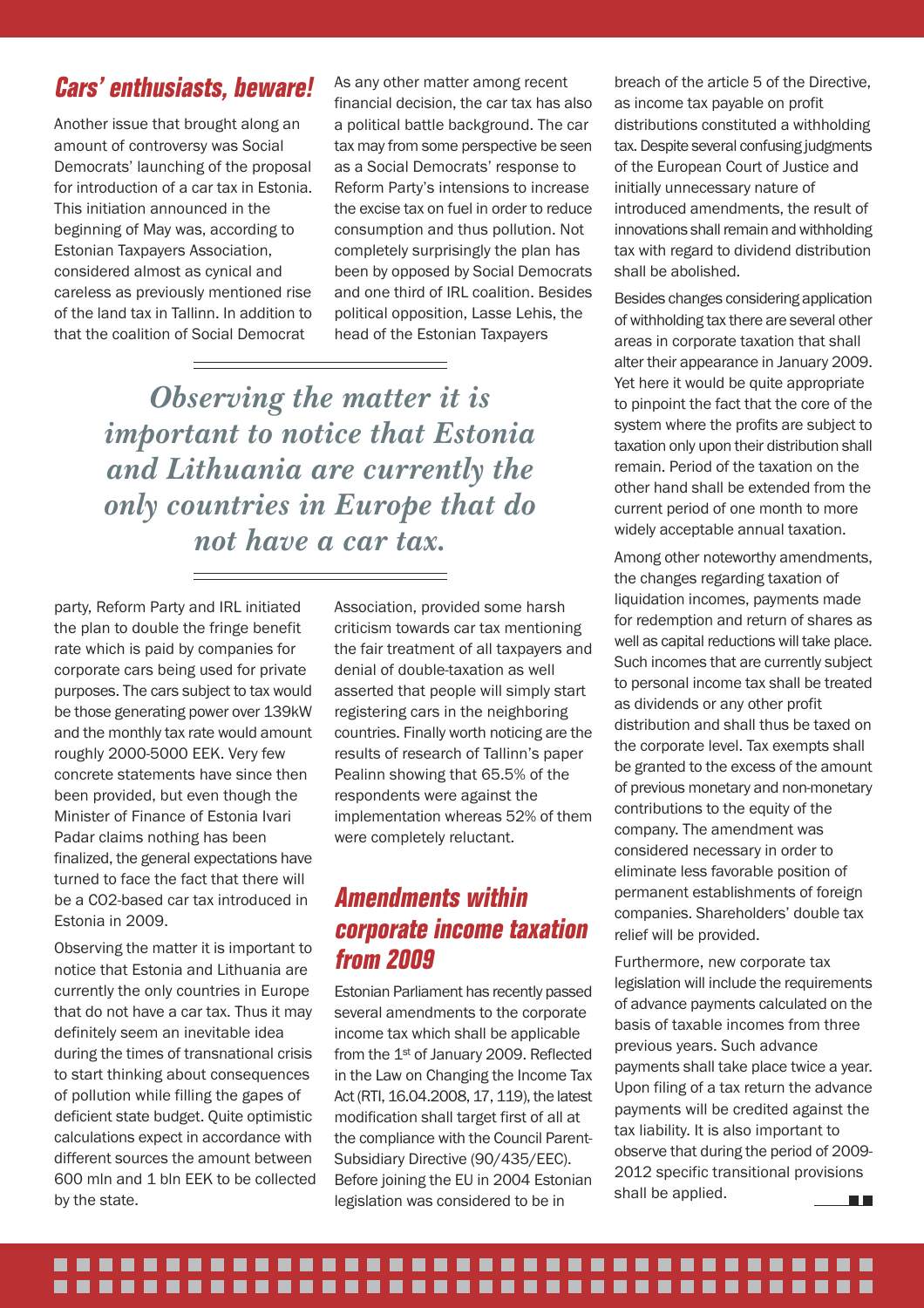## Cars' enthusiasts, beware!

Another issue that brought along an amount of controversy was Social Democrats' launching of the proposal for introduction of a car tax in Estonia. This initiation announced in the beginning of May was, according to Estonian Taxpayers Association, considered almost as cynical and careless as previously mentioned rise of the land tax in Tallinn. In addition to that the coalition of Social Democrat party, Reform Party and IRL initiated the plan to double the fringe benefit rate which is paid by companies for corporate cars being used for private purposes. The cars subject to tax would be those generating power over 139kW and the monthly tax rate would amount roughly 2000-5000 EEK. Very few concrete statements have since then been provided, but even though the Minister of Finance of Estonia Ivari Padar claims nothing has been finalized, the general expectations have turned to face the fact that there will be a CO2-based car tax introduced in Estonia in 2009.

Observing the matter it is important to notice that Estonia and Lithuania are currently the only countries in Europe that do not have a car tax. Thus it may definitely seem an inevitable idea during the times of transnational crisis to start thinking about consequences of pollution while filling the gapes of deficient state budget. Quite optimistic calculations expect in accordance with different sources the amount between 600 mln and 1 bln EEK to be collected by the state.

As any other matter among recent financial decision, the car tax has also a political battle background. The car tax may from some perspective be seen as a Social Democrats' response to Reform Party's intensions to increase the excise tax on fuel in order to reduce consumption and thus pollution. Not completely surprisingly the plan has been by opposed by Social Democrats and one third of IRL coalition. Besides political opposition, Lasse Lehis, the head of the Estonian Taxpayers Association, provided some harsh criticism towards car tax mentioning the fair treatment of all taxpayers and denial of double-taxation as well asserted that people will simply start registering cars in the neighboring countries. Finally worth noticing are the results of research of Tallinn's paper Pealinn showing that 65.5% of the respondents were against the implementation whereas 52% of them were completely reluctant.

> *Observing the matter it is important to notice that Estonia and Lithuania are currently the only countries in Europe that do not have a car tax.*

## Amendments within corporate income taxation from 2009

Estonian Parliament has recently passed several amendments to the corporate income tax which shall be applicable from the 1st of January 2009. Reflected in the Law on Changing the Income Tax Act (RTI, 16.04.2008, 17, 119), the latest modification shall target first of all at the compliance with the Council Parent-Subsidiary Directive (90/435/EEC). Before joining the EU in 2004 Estonian legislation was considered to be in breach of the article 5 of the Directive, as income tax payable on profit distributions constituted a withholding tax. Despite several confusing judgments of the European Court of Justice and initially unnecessary nature of introduced amendments, the result of innovations shall remain and withholding tax with regard to dividend distribution shall be abolished.

Besides changes considering application of withholding tax there are several other areas in corporate taxation that shall alter their appearance in January 2009. Yet here it would be quite appropriate to pinpoint the fact that the core of the system where the profits are subject to taxation only upon their distribution shall remain. Period of the taxation on the other hand shall be extended from the current period of one month to more widely acceptable annual taxation.

Among other noteworthy amendments, the changes regarding taxation of liquidation incomes, payments made for redemption and return of shares as well as capital reductions will take place. Such incomes that are currently subject to personal income tax shall be treated as dividends or any other profit distribution and shall thus be taxed on the corporate level. Tax exempts shall be granted to the excess of the amount of previous monetary and non-monetary contributions to the equity of the company. The amendment was considered necessary in order to eliminate less favorable position of permanent establishments of foreign companies. Shareholders' double tax relief will be provided.

Furthermore, new corporate tax legislation will include the requirements of advance payments calculated on the basis of taxable incomes from three previous years. Such advance payments shall take place twice a year. Upon filing of a tax return the advance payments will be credited against the tax liability. It is also important to observe that during the period of 2009-2012 specific transitional provisions shall be applied.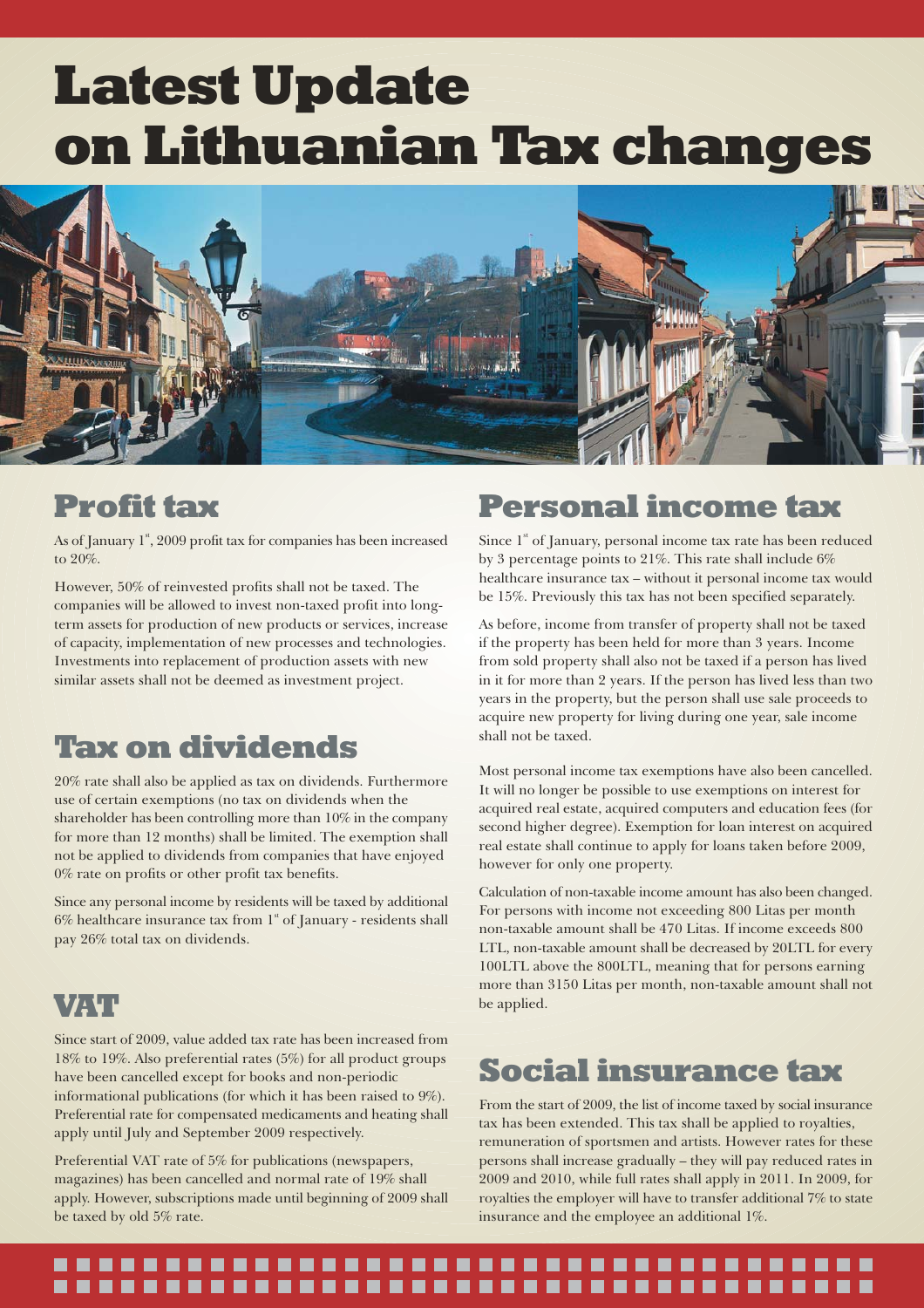# Latest Update on Lithuanian Tax changes

## Profit tax

As of January 1st, 2009 profit tax for companies has been increased to 20%.

However, 50% of reinvested profits shall not be taxed. The companies will be allowed to invest non-taxed profit into long-term assets for production of new products or services, increase of capacity, implementation of new processes and technologies. Investments into replacement of production assets with new similar assets shall not be deemed as investment project.

## Tax on dividends

20% rate shall also be applied as tax on dividends. Furthermore use of certain exemptions (no tax on dividends when the shareholder has been controlling more than 10% in the company for more than 12 months) shall be limited. The exemption shall not be applied to dividends from companies that have enjoyed 0% rate on profits or other profit tax benefits.

Since any personal income by residents will be taxed by additional 6% healthcare insurance tax from 1st of January - residents shall pay 26% total tax on dividends.

## VAT

Since start of 2009, value added tax rate has been increased from 18% to 19%. Also preferential rates (5%) for all product groups have been cancelled except for books and non-periodic informational publications (for which it has been raised to 9%). Preferential rate for compensated medicaments and heating shall apply until July and September 2009 respectively.

Preferential VAT rate of 5% for publications (newspapers, magazines) has been cancelled and normal rate of 19% shall apply. However, subscriptions made until beginning of 2009 shall be taxed by old 5% rate.

## Personal income tax

Since 1st of January, personal income tax rate has been reduced by 3 percentage points to 21%. This rate shall include 6% healthcare insurance tax – without it personal income tax would be 15%. Previously this tax has not been specified separately.

As before, income from transfer of property shall not be taxed if the property has been held for more than 3 years. Income from sold property shall also not be taxed if a person has lived in it for more than 2 years. If the person has lived less than two years in the property, but the person shall use sale proceeds to acquire new property for living during one year, sale income shall not be taxed.

Most personal income tax exemptions have also been cancelled. It will no longer be possible to use exemptions on interest for acquired real estate, acquired computers and education fees (for second higher degree). Exemption for loan interest on acquired real estate shall continue to apply for loans taken before 2009, however for only one property.

Calculation of non-taxable income amount has also been changed. For persons with income not exceeding 800 Litas per month non-taxable amount shall be 470 Litas. If income exceeds 800 LTL, non-taxable amount shall be decreased by 20LTL for every 100LTL above the 800LTL, meaning that for persons earning more than 3150 Litas per month, non-taxable amount shall not be applied.

## Social insurance tax

From the start of 2009, the list of income taxed by social insurance tax has been extended. This tax shall be applied to royalties, remuneration of sportsmen and artists. However rates for these persons shall increase gradually – they will pay reduced rates in 2009 and 2010, while full rates shall apply in 2011. In 2009, for royalties the employer will have to transfer additional 7% to state insurance and the employee an additional 1%.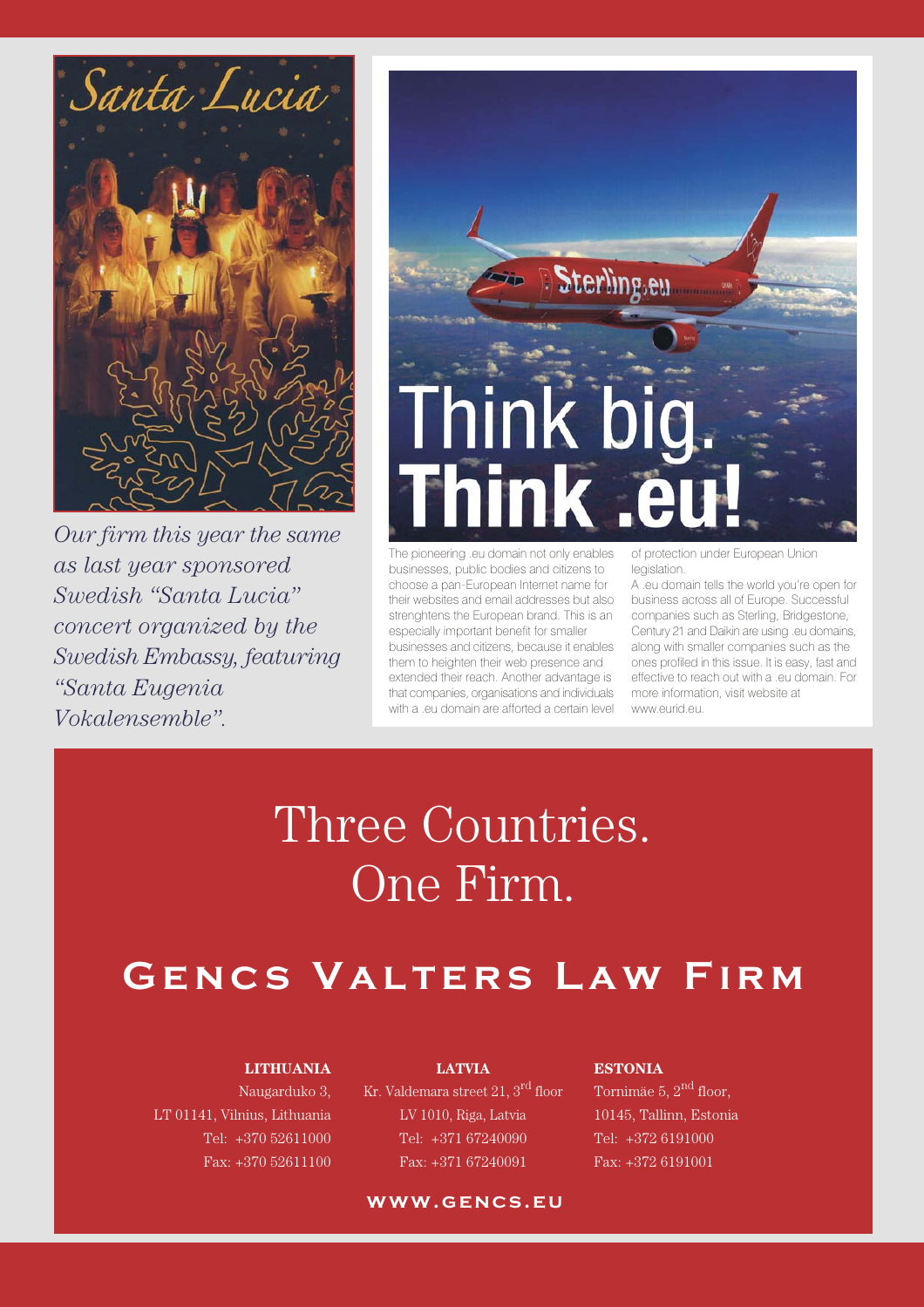*Our firm this year the same as last year sponsored Swedish "Santa Lucia" concert organized by the Swedish Embassy, featuring "Santa Eugenia Vokalensemble".*

# Think big. Think .eu!

The pioneering .eu domain not only enables businesses, public bodies and citizens to choose a pan-European Internet name for their websites and email addresses but also strenghtens the European brand. This is an especially important benefit for smaller businesses and citizens, because it enables them to heighten their web presence and extended their reach. Another advantage is that companies, organisations and individuals with a .eu domain are afforted a certain level of protection under European Union legislation.

A .eu domain tells the world you're open for business across all of Europe. Successful companies such as Sterling, Bridgestone, Century 21 and Daikin are using .eu domains, along with smaller companies such as the ones profiled in this issue. It is easy, fast and effective to reach out with a .eu domain. For more information, visit website at www.eurid.eu.

# Three Countries. One Firm.

## Gencs Valters Law Firm

**LITHUANIA**
Naugarduko 3,
LT 01141, Vilnius, Lithuania
Tel: +370 52611000
Fax: +370 52611100

**LATVIA**
Kr. Valdemara street 21, 3rd floor
LV 1010, Riga, Latvia
Tel: +371 67240090
Fax: +371 67240091

**ESTONIA**
Tornimäe 5, 2nd floor,
10145, Tallinn, Estonia
Tel: +372 6191000
Fax: +372 6191001

**WWW.GENCS.EU**